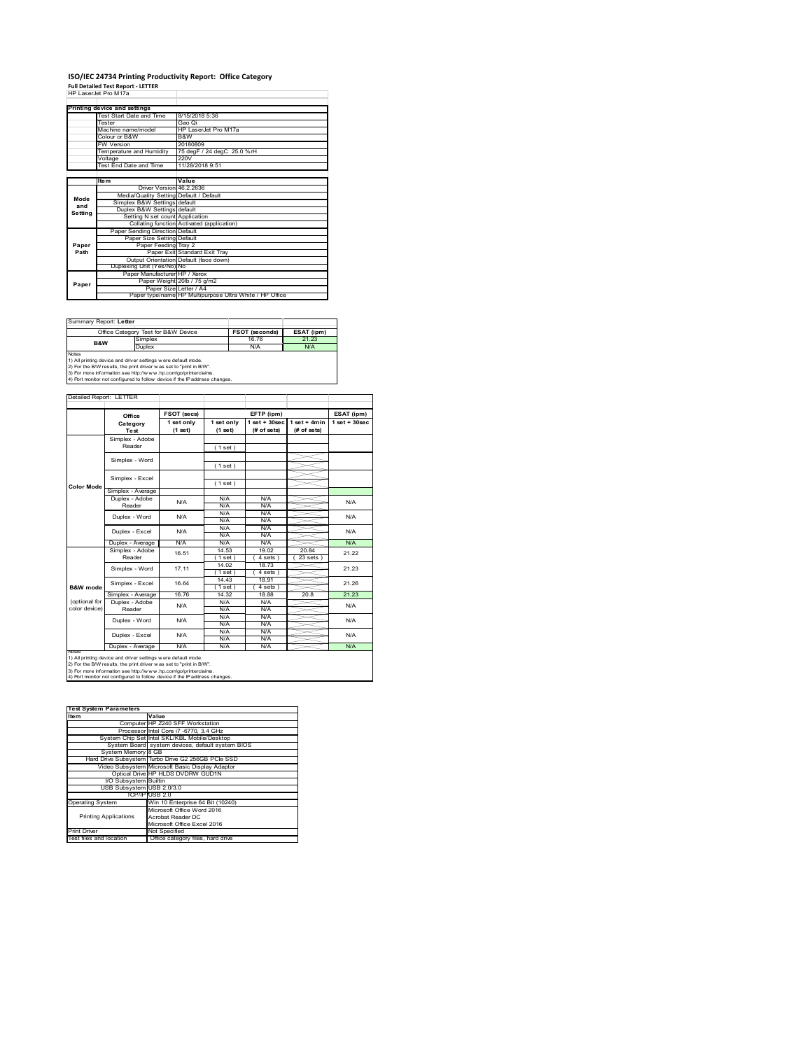# ISO/IEC 24734 Printing Productivity Report: Office Category

**Full Detailed Test Report - LETTER**

HP LaserJet Pro M17a

| Printing device and settings | |
|---|---|
| Test Start Date and Time | 8/15/2018 5:36 |
| Tester | Gao Qi |
| Machine name/model | HP LaserJet Pro M17a |
| Colour or B&W | B&W |
| FW Version | 20180809 |
| Temperature and Humidity | 75 degF / 24 degC 25.0 %rH |
| Voltage | 220V |
| Test End Date and Time | 11/28/2018 9:51 |

| | Item | Value |
|---|---|---|
| Mode and Setting | Driver Version | 46.2.2636 |
| | Media/Quality Setting | Default / Default |
| | Simplex B&W Settings | default |
| | Duplex B&W Settings | default |
| | Setting N set count | Application |
| | Collating function | Activated (application) |
| Paper Path | Paper Sending Direction | Default |
| | Paper Size Setting | Default |
| | Paper Feeding | Tray 2 |
| | Paper Exit | Standard Exit Tray |
| | Output Orientation | Default (face down) |
| | Duplexing Unit (Yes/No) | No |
| Paper | Paper Manufacturer | HP / Xerox |
| | Paper Weight | 20lb / 75 g/m2 |
| | Paper Size | Letter / A4 |
| | Paper type/name | HP Multipurpose Ultra White / HP Office |

Summary Report: **Letter**

| Office Category Test for B&W Device | | FSOT (seconds) | ESAT (ipm) |
|---|---|---|---|
| B&W | Simplex | 16.76 | 21.23 |
| | Duplex | N/A | N/A |

Notes
1) All printing device and driver settings were default mode.
2) For the B/W results, the print driver was set to "print in B/W".
3) For more information see http://www.hp.com/go/printerclaims.
4) Port monitor not configured to follow device if the IP address changes.

Detailed Report: LETTER

| | Office Category Test | FSOT (secs) 1 set only (1 set) | EFTP (ipm) 1 set only (1 set) | EFTP (ipm) 1 set + 30sec (# of sets) | EFTP (ipm) 1 set + 4min (# of sets) | ESAT (ipm) 1 set + 30sec |
|---|---|---|---|---|---|---|
| Color Mode | Simplex - Adobe Reader | | (1 set) | | | |
| | Simplex - Word | | (1 set) | | | |
| | Simplex - Excel | | (1 set) | | | |
| | Simplex - Average | | | | | |
| | Duplex - Adobe Reader | N/A | N/A N/A | N/A N/A | | N/A |
| | Duplex - Word | N/A | N/A N/A | N/A N/A | | N/A |
| | Duplex - Excel | N/A | N/A N/A | N/A N/A | | N/A |
| | Duplex - Average | N/A | N/A | N/A | | N/A |
| B&W mode (optional for color device) | Simplex - Adobe Reader | 16.51 | 14.53 (1 set) | 19.02 (4 sets) | 20.84 (23 sets) | 21.22 |
| | Simplex - Word | 17.11 | 14.02 (1 set) | 18.73 (4 sets) | | 21.23 |
| | Simplex - Excel | 16.64 | 14.43 (1 set) | 18.91 (4 sets) | | 21.26 |
| | Simplex - Average | 16.76 | 14.32 | 18.88 | 20.8 | 21.23 |
| | Duplex - Adobe Reader | N/A | N/A N/A | N/A N/A | | N/A |
| | Duplex - Word | N/A | N/A N/A | N/A N/A | | N/A |
| | Duplex - Excel | N/A | N/A N/A | N/A N/A | | N/A |
| | Duplex - Average | N/A | N/A | N/A | | N/A |

Notes
1) All printing device and driver settings were default mode.
2) For the B/W results, the print driver was set to "print in B/W".
3) For more information see http://www.hp.com/go/printerclaims.
4) Port monitor not configured to follow device if the IP address changes.

| Test System Parameters | |
|---|---|
| Item | Value |
| Computer | HP Z240 SFF Workstation |
| Processor | Intel Core i7 -6770, 3.4 GHz |
| System Chip Set | Intel SKL/KBL Mobile/Desktop |
| System Board | system devices, default system BIOS |
| System Memory | 8 GB |
| Hard Drive Subsystem | Turbo Drive G2 256GB PCIe SSD |
| Video Subsystem | Microsoft Basic Display Adaptor |
| Optical Drive | HP HLDS DVDRW GUD1N |
| I/O Subsystem | Builtin |
| USB Subsystem | USB 2.0/3.0 |
| TCP/IP | USB 2.0 |
| Operating System | Win 10 Enterprise 64 Bit (10240) |
| Printing Applications | Microsoft Office Word 2016<br>Acrobat Reader DC<br>Microsoft Office Excel 2016 |
| Print Driver | Not Specified |
| Test files and location | Office category files, hard drive |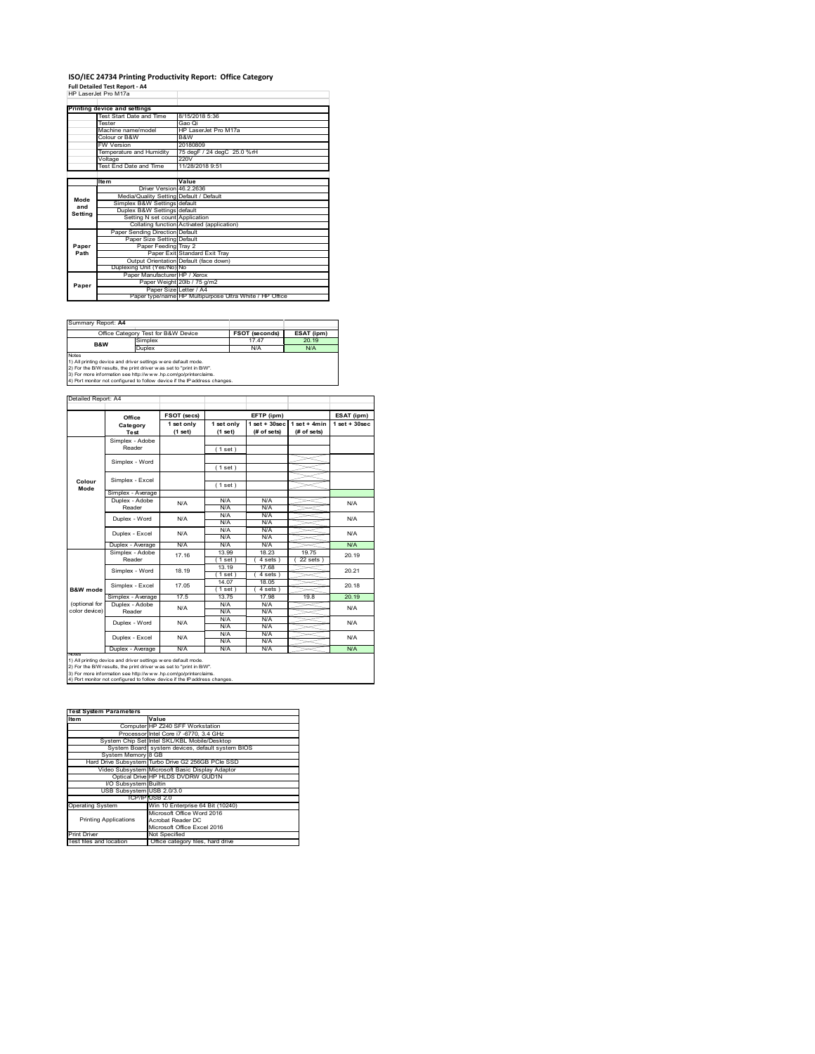# ISO/IEC 24734 Printing Productivity Report: Office Category

**Full Detailed Test Report - A4**

HP LaserJet Pro M17a

| Printing device and settings | |
|---|---|
| Test Start Date and Time | 8/15/2018 5:36 |
| Tester | Gao Qi |
| Machine name/model | HP LaserJet Pro M17a |
| Colour or B&W | B&W |
| FW Version | 20180809 |
| Temperature and Humidity | 75 degF / 24 degC 25.0 %rH |
| Voltage | 220V |
| Test End Date and Time | 11/28/2018 9:51 |

| | Item | Value |
|---|---|---|
| Mode and Setting | Driver Version | 46.2.2636 |
| | Media/Quality Setting | Default / Default |
| | Simplex B&W Settings | default |
| | Duplex B&W Settings | default |
| | Setting N set count | Application |
| | Collating function | Activated (application) |
| Paper Path | Paper Sending Direction | Default |
| | Paper Size Setting | Default |
| | Paper Feeding | Tray 2 |
| | Paper Exit | Standard Exit Tray |
| | Output Orientation | Default (face down) |
| | Duplexing Unit (Yes/No) | No |
| Paper | Paper Manufacturer | HP / Xerox |
| | Paper Weight | 20lb / 75 g/m2 |
| | Paper Size | Letter / A4 |
| | Paper type/name | HP Multipurpose Ultra White / HP Office |

Summary Report: **A4**

| Office Category Test for B&W Device | | FSOT (seconds) | ESAT (ipm) |
|---|---|---|---|
| B&W | Simplex | 17.47 | 20.19 |
| | Duplex | N/A | N/A |

Notes
1) All printing device and driver settings were default mode.
2) For the B/W results, the print driver was set to "print in B/W".
3) For more information see http://www.hp.com/go/printerclaims.
4) Port monitor not configured to follow device if the IP address changes.

Detailed Report: A4

| | Office Category Test | FSOT (secs) 1 set only (1 set) | EFTP (ipm) 1 set only (1 set) | EFTP (ipm) 1 set + 30sec (# of sets) | EFTP (ipm) 1 set + 4min (# of sets) | ESAT (ipm) 1 set + 30sec |
|---|---|---|---|---|---|---|
| Colour Mode | Simplex - Adobe Reader | | (1 set) | | | |
| | Simplex - Word | | (1 set) | | | |
| | Simplex - Excel | | (1 set) | | | |
| | Simplex - Average | | | | | |
| | Duplex - Adobe Reader | N/A | N/A<br>N/A | N/A<br>N/A | | N/A |
| | Duplex - Word | N/A | N/A<br>N/A | N/A<br>N/A | | N/A |
| | Duplex - Excel | N/A | N/A<br>N/A | N/A<br>N/A | | N/A |
| | Duplex - Average | N/A | N/A | N/A | | N/A |
| B&W mode (optional for color device) | Simplex - Adobe Reader | 17.16 | 13.99<br>(1 set) | 18.23<br>(4 sets) | 19.75<br>(22 sets) | 20.19 |
| | Simplex - Word | 18.19 | 13.19<br>(1 set) | 17.68<br>(4 sets) | | 20.21 |
| | Simplex - Excel | 17.05 | 14.07<br>(1 set) | 18.05<br>(4 sets) | | 20.18 |
| | Simplex - Average | 17.5 | 13.75 | 17.98 | 19.8 | 20.19 |
| | Duplex - Adobe Reader | N/A | N/A<br>N/A | N/A<br>N/A | | N/A |
| | Duplex - Word | N/A | N/A<br>N/A | N/A<br>N/A | | N/A |
| | Duplex - Excel | N/A | N/A<br>N/A | N/A<br>N/A | | N/A |
| | Duplex - Average | N/A | N/A | N/A | | N/A |

Notes
1) All printing device and driver settings were default mode.
2) For the B/W results, the print driver was set to "print in B/W".
3) For more information see http://www.hp.com/go/printerclaims.
4) Port monitor not configured to follow device if the IP address changes.

| Test System Parameters | |
|---|---|
| **Item** | **Value** |
| Computer | HP Z240 SFF Workstation |
| Processor | Intel Core i7 -6770, 3.4 GHz |
| System Chip Set | Intel SKL/KBL Mobile/Desktop |
| System Board | system devices, default system BIOS |
| System Memory | 8 GB |
| Hard Drive Subsystem | Turbo Drive G2 256GB PCIe SSD |
| Video Subsystem | Microsoft Basic Display Adaptor |
| Optical Drive | HP HLDS DVDRW GUD1N |
| I/O Subsystem | Builtin |
| USB Subsystem | USB 2.0/3.0 |
| TCP/IP | USB 2.0 |
| Operating System | Win 10 Enterprise 64 Bit (10240) |
| Printing Applications | Microsoft Office Word 2016<br>Acrobat Reader DC<br>Microsoft Office Excel 2016 |
| Print Driver | Not Specified |
| Test files and location | Office category files, hard drive |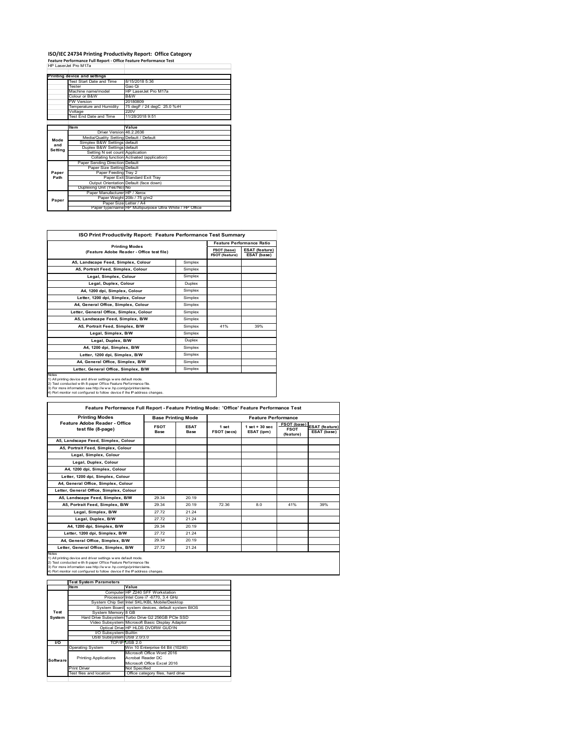# ISO/IEC 24734 Printing Productivity Report: Office Category

**Feature Performance Full Report - Office Feature Performance Test**

HP LaserJet Pro M17a

| | Printing device and settings | |
|---|---|---|
| | Test Start Date and Time | 8/15/2018 5:36 |
| | Tester | Gao Qi |
| | Machine name/model | HP LaserJet Pro M17a |
| | Colour or B&W | B&W |
| | FW Version | 20180809 |
| | Temperature and Humidity | 75 degF / 24 degC 25.0 %rH |
| | Voltage | 220V |
| | Test End Date and Time | 11/28/2018 9:51 |

| | Item | Value |
|---|---|---|
| Mode and Setting | Driver Version | 46.2.2636 |
| | Media/Quality Setting | Default / Default |
| | Simplex B&W Settings | default |
| | Duplex B&W Settings | default |
| | Setting N set count | Application |
| | Collating function | Activated (application) |
| Paper Path | Paper Sending Direction | Default |
| | Paper Size Setting | Default |
| | Paper Feeding | Tray 2 |
| | Paper Exit | Standard Exit Tray |
| | Output Orientation | Default (face down) |
| | Duplexing Unit (Yes/No) | No |
| Paper | Paper Manufacturer | HP / Xerox |
| | Paper Weight | 20lb / 75 g/m2 |
| | Paper Size | Letter / A4 |
| | Paper type/name | HP Multipurpose Ultra White / HP Office |

**ISO Print Productivity Report: Feature Performance Test Summary**

| Printing Modes (Feature Adobe Reader - Office test file) | | Feature Performance Ratio FSOT (base) / FSOT (feature) | Feature Performance Ratio ESAT (feature) / ESAT (base) |
|---|---|---|---|
| A5, Landscape Feed, Simplex, Colour | Simplex | | |
| A5, Portrait Feed, Simplex, Colour | Simplex | | |
| Legal, Simplex, Colour | Simplex | | |
| Legal, Duplex, Colour | Duplex | | |
| A4, 1200 dpi, Simplex, Colour | Simplex | | |
| Letter, 1200 dpi, Simplex, Colour | Simplex | | |
| A4, General Office, Simplex, Colour | Simplex | | |
| Letter, General Office, Simplex, Colour | Simplex | | |
| A5, Landscape Feed, Simplex, B/W | Simplex | | |
| A5, Portrait Feed, Simplex, B/W | Simplex | 41% | 39% |
| Legal, Simplex, B/W | Simplex | | |
| Legal, Duplex, B/W | Duplex | | |
| A4, 1200 dpi, Simplex, B/W | Simplex | | |
| Letter, 1200 dpi, Simplex, B/W | Simplex | | |
| A4, General Office, Simplex, B/W | Simplex | | |
| Letter, General Office, Simplex, B/W | Simplex | | |

Notes
1) All printing device and driver settings were default mode.
2) Test conducted with 8-paper Office Feature Performance file.
3) For more information see http://www.hp.com/go/printerclaims.
4) Port monitor not configured to follow device if the IP address changes.

**Feature Performance Full Report - Feature Printing Mode: 'Office' Feature Performance Test**

| Printing Modes Feature Adobe Reader - Office test file (8-page) | Base Printing Mode FSOT Base | Base Printing Mode ESAT Base | Feature Performance 1 set FSOT (secs) | Feature Performance 1 set + 30 sec ESAT (ipm) | FSOT (base) / FSOT (feature) | ESAT (feature) / ESAT (base) |
|---|---|---|---|---|---|---|
| A5, Landscape Feed, Simplex, Colour | | | | | | |
| A5, Portrait Feed, Simplex, Colour | | | | | | |
| Legal, Simplex, Colour | | | | | | |
| Legal, Duplex, Colour | | | | | | |
| A4, 1200 dpi, Simplex, Colour | | | | | | |
| Letter, 1200 dpi, Simplex, Colour | | | | | | |
| A4, General Office, Simplex, Colour | | | | | | |
| Letter, General Office, Simplex, Colour | | | | | | |
| A5, Landscape Feed, Simplex, B/W | 29.34 | 20.19 | | | | |
| A5, Portrait Feed, Simplex, B/W | 29.34 | 20.19 | 72.36 | 8.0 | 41% | 39% |
| Legal, Simplex, B/W | 27.72 | 21.24 | | | | |
| Legal, Duplex, B/W | 27.72 | 21.24 | | | | |
| A4, 1200 dpi, Simplex, B/W | 29.34 | 20.19 | | | | |
| Letter, 1200 dpi, Simplex, B/W | 27.72 | 21.24 | | | | |
| A4, General Office, Simplex, B/W | 29.34 | 20.19 | | | | |
| Letter, General Office, Simplex, B/W | 27.72 | 21.24 | | | | |

Notes
1) All printing device and driver settings were default mode.
2) Test conducted with 8-paper Office Feature Performance file
3) For more information see http://www.hp.com/go/printerclaims.
4) Port monitor not configured to follow device if the IP address changes.

| | Test System Parameters | |
|---|---|---|
| | Item | Value |
| Test System | Computer | HP Z240 SFF Workstation |
| | Processor | Intel Core i7 -6770, 3.4 GHz |
| | System Chip Set | Intel SKL/KBL Mobile/Desktop |
| | System Board | system devices, default system BIOS |
| | System Memory | 8 GB |
| | Hard Drive Subsystem | Turbo Drive G2 256GB PCIe SSD |
| | Video Subsystem | Microsoft Basic Display Adaptor |
| | Optical Drive | HP HLDS DVDRW GUD1N |
| | I/O Subsystem | Builtin |
| | USB Subsystem | USB 2.0/3.0 |
| I/O | TCP/IP | USB 2.0 |
| Software | Operating System | Win 10 Enterprise 64 Bit (10240) |
| | Printing Applications | Microsoft Office Word 2016<br>Acrobat Reader DC<br>Microsoft Office Excel 2016 |
| | Print Driver | Not Specified |
| | Test files and location | Office category files, hard drive |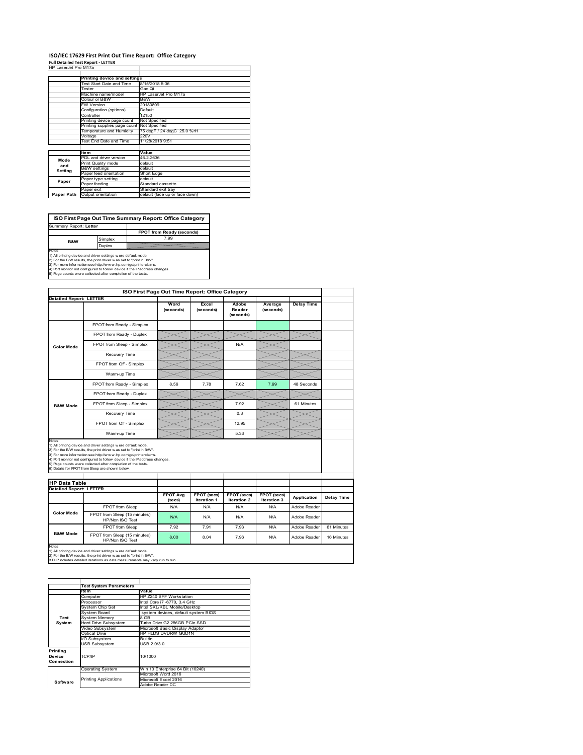# ISO/IEC 17629 First Print Out Time Report: Office Category

**Full Detailed Test Report - LETTER**

HP LaserJet Pro M17a

| | Printing device and settings | |
|---|---|---|
| | Test Start Date and Time | 8/15/2018 5:36 |
| | Tester | Gao Qi |
| | Machine name/model | HP LaserJet Pro M17a |
| | Colour or B&W | B&W |
| | FW Version | 20180809 |
| | Configuration (options) | Default |
| | Controller | 12150 |
| | Printing device page count | Not Specified |
| | Printing supplies page count | Not Specified |
| | Temperature and Humidity | 75 degF / 24 degC 25.0 %rH |
| | Voltage | 220V |
| | Test End Date and Time | 11/28/2018 9:51 |

| | Item | Value |
|---|---|---|
| Mode and Setting | PDL and driver version | 46.2.2636 |
| | Print Quality mode | default |
| | B&W settings | default |
| | Paper feed orientation | Short Edge |
| Paper | Paper type setting | default |
| | Paper feeding | Standard cassette |
| | Paper exit | Standard exit tray |
| Paper Path | Output orientation | default (face up or face down) |

| ISO First Page Out Time Summary Report: Office Category | | |
|---|---|---|
| Summary Report: **Letter** | | |
| | | FPOT from Ready (seconds) |
| B&W | Simplex | 7.99 |
| | Duplex | |

Notes
1) All printing device and driver settings were default mode.
2) For the B/W results, the print driver was set to "print in B/W".
3) For more information see http://www.hp.com/go/printerclaims.
4) Port monitor not configured to follow device if the IP address changes.
5) Page counts were collected after completion of the tests.

**ISO First Page Out Time Report: Office Category**

**Detailed Report: LETTER**

| | | Word (seconds) | Excel (seconds) | Adobe Reader (seconds) | Average (seconds) | Delay Time |
|---|---|---|---|---|---|---|
| Color Mode | FPOT from Ready - Simplex | | | | | |
| | FPOT from Ready - Duplex | | | | | |
| | FPOT from Sleep - Simplex | | | N/A | | |
| | Recovery Time | | | | | |
| | FPOT from Off - Simplex | | | | | |
| | Warm-up Time | | | | | |
| B&W Mode | FPOT from Ready - Simplex | 8.56 | 7.78 | 7.62 | 7.99 | 48 Seconds |
| | FPOT from Ready - Duplex | | | | | |
| | FPOT from Sleep - Simplex | | | 7.92 | | 61 Minutes |
| | Recovery Time | | | 0.3 | | |
| | FPOT from Off - Simplex | | | 12.95 | | |
| | Warm-up Time | | | 5.33 | | |

Notes
1) All printing device and driver settings were default mode.
2) For the B/W results, the print driver was set to "print in B/W".
3) For more information see http://www.hp.com/go/printerclaims.
4) Port monitor not configured to follow device if the IP address changes.
5) Page counts were collected after completion of the tests.
6) Details for FPOT from Sleep are shown below.

**HP Data Table**

**Detailed Report: LETTER**

| | | FPOT Avg (secs) | FPOT (secs) Iteration 1 | FPOT (secs) Iteration 2 | FPOT (secs) Iteration 3 | Application | Delay Time |
|---|---|---|---|---|---|---|---|
| Color Mode | FPOT from Sleep | N/A | N/A | N/A | N/A | Adobe Reader | |
| | FPOT from Sleep (15 minutes) HP/Non ISO Test | N/A | N/A | N/A | N/A | Adobe Reader | |
| B&W Mode | FPOT from Sleep | 7.92 | 7.91 | 7.93 | N/A | Adobe Reader | 61 Minutes |
| | FPOT from Sleep (15 minutes) HP/Non ISO Test | 8.00 | 8.04 | 7.96 | N/A | Adobe Reader | 16 Minutes |

Notes
1) All printing device and driver settings were default mode.
2) For the B/W results, the print driver was set to "print in B/W".
3 DLP includes detailed iterations as data measurements may vary run to run.

| | Test System Parameters | |
|---|---|---|
| | Item | Value |
| Test System | Computer | HP Z240 SFF Workstation |
| | Processor | Intel Core i7 -6770, 3.4 GHz |
| | System Chip Set | Intel SKL/KBL Mobile/Desktop |
| | System Board | system devices, default system BIOS |
| | System Memory | 8 GB |
| | Hard Drive Subsystem | Turbo Drive G2 256GB PCIe SSD |
| | Video Subsystem | Microsoft Basic Display Adaptor |
| | Optical Drive | HP HLDS DVDRW GUD1N |
| | I/O Subsystem | Builtin |
| | USB Subsystem | USB 2.0/3.0 |
| Printing Device Connection | TCP/IP | 10/1000 |
| Software | Operating System | Win 10 Enterprise 64 Bit (10240) |
| | Printing Applications | Microsoft Word 2016 |
| | | Microsoft Excel 2016 |
| | | Adobe Reader DC |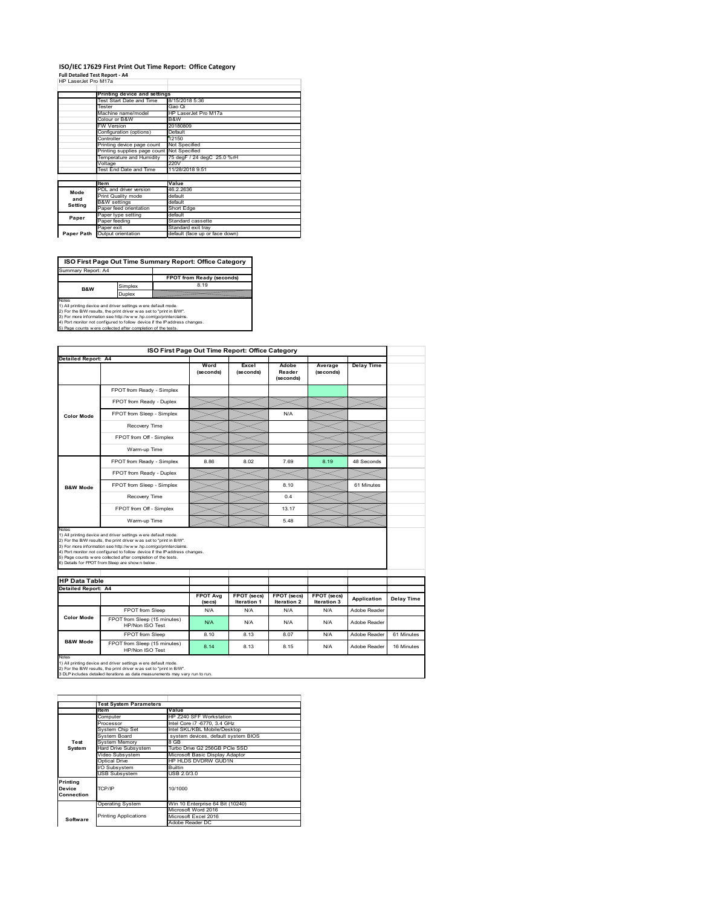# ISO/IEC 17629 First Print Out Time Report: Office Category

**Full Detailed Test Report - A4**

HP LaserJet Pro M17a

| | Printing device and settings | |
|---|---|---|
| | Test Start Date and Time | 8/15/2018 5:36 |
| | Tester | Gao Qi |
| | Machine name/model | HP LaserJet Pro M17a |
| | Colour or B&W | B&W |
| | FW Version | 20180809 |
| | Configuration (options) | Default |
| | Controller | 12150 |
| | Printing device page count | Not Specified |
| | Printing supplies page count | Not Specified |
| | Temperature and Humidity | 75 degF / 24 degC 25.0 %rH |
| | Voltage | 220V |
| | Test End Date and Time | 11/28/2018 9:51 |

| | Item | Value |
|---|---|---|
| Mode and Setting | PDL and driver version | 46.2.2636 |
| | Print Quality mode | default |
| | B&W settings | default |
| | Paper feed orientation | Short Edge |
| Paper | Paper type setting | default |
| | Paper feeding | Standard cassette |
| | Paper exit | Standard exit tray |
| Paper Path | Output orientation | default (face up or face down) |

## ISO First Page Out Time Summary Report: Office Category

Summary Report: A4

| | | FPOT from Ready (seconds) |
|---|---|---|
| B&W | Simplex | 8.19 |
| | Duplex | |

Notes
1) All printing device and driver settings were default mode.
2) For the B/W results, the print driver was set to "print in B/W".
3) For more information see http://www.hp.com/go/printerclaims.
4) Port monitor not configured to follow device if the IP address changes.
5) Page counts were collected after completion of the tests.

## ISO First Page Out Time Report: Office Category

Detailed Report: A4

| | | Word (seconds) | Excel (seconds) | Adobe Reader (seconds) | Average (seconds) | Delay Time |
|---|---|---|---|---|---|---|
| Color Mode | FPOT from Ready - Simplex | | | | | |
| | FPOT from Ready - Duplex | | | | | |
| | FPOT from Sleep - Simplex | | | N/A | | |
| | Recovery Time | | | | | |
| | FPOT from Off - Simplex | | | | | |
| | Warm-up Time | | | | | |
| B&W Mode | FPOT from Ready - Simplex | 8.86 | 8.02 | 7.69 | 8.19 | 48 Seconds |
| | FPOT from Ready - Duplex | | | | | |
| | FPOT from Sleep - Simplex | | | 8.10 | | 61 Minutes |
| | Recovery Time | | | 0.4 | | |
| | FPOT from Off - Simplex | | | 13.17 | | |
| | Warm-up Time | | | 5.48 | | |

Notes
1) All printing device and driver settings were default mode.
2) For the B/W results, the print driver was set to "print in B/W".
3) For more information see http://www.hp.com/go/printerclaims.
4) Port monitor not configured to follow device if the IP address changes.
5) Page counts were collected after completion of the tests.
6) Details for FPOT from Sleep are shown below.

## HP Data Table

Detailed Report: A4

| | | FPOT Avg (secs) | FPOT (secs) Iteration 1 | FPOT (secs) Iteration 2 | FPOT (secs) Iteration 3 | Application | Delay Time |
|---|---|---|---|---|---|---|---|
| Color Mode | FPOT from Sleep | N/A | N/A | N/A | N/A | Adobe Reader | |
| | FPOT from Sleep (15 minutes) HP/Non ISO Test | N/A | N/A | N/A | N/A | Adobe Reader | |
| B&W Mode | FPOT from Sleep | 8.10 | 8.13 | 8.07 | N/A | Adobe Reader | 61 Minutes |
| | FPOT from Sleep (15 minutes) HP/Non ISO Test | 8.14 | 8.13 | 8.15 | N/A | Adobe Reader | 16 Minutes |

Notes
1) All printing device and driver settings were default mode.
2) For the B/W results, the print driver was set to "print in B/W".
3 DLP includes detailed iterations as data measurements may vary run to run.

| | Test System Parameters | |
|---|---|---|
| | Item | Value |
| Test System | Computer | HP Z240 SFF Workstation |
| | Processor | Intel Core i7 -6770, 3.4 GHz |
| | System Chip Set | Intel SKL/KBL Mobile/Desktop |
| | System Board | system devices, default system BIOS |
| | System Memory | 8 GB |
| | Hard Drive Subsystem | Turbo Drive G2 256GB PCIe SSD |
| | Video Subsystem | Microsoft Basic Display Adaptor |
| | Optical Drive | HP HLDS DVDRW GUD1N |
| | I/O Subsystem | Builtin |
| | USB Subsystem | USB 2.0/3.0 |
| Printing Device Connection | TCP/IP | 10/1000 |
| Software | Operating System | Win 10 Enterprise 64 Bit (10240) |
| | Printing Applications | Microsoft Word 2016 |
| | | Microsoft Excel 2016 |
| | | Adobe Reader DC |